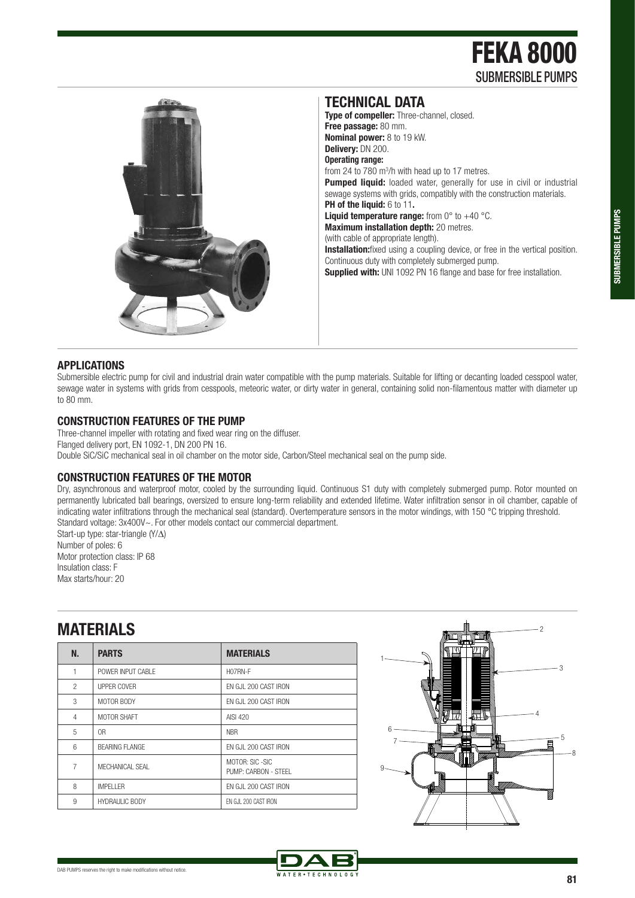# FEKA 8000

## SUBMERSIBLE PUMPS

## TECHNICAL DATA

**Type of compeller:** Three-channel, closed.
**Free passage:** 80 mm.
**Nominal power:** 8 to 19 kW.
**Delivery:** DN 200.
**Operating range:**
from 24 to 780 m³/h with head up to 17 metres.
**Pumped liquid:** loaded water, generally for use in civil or industrial sewage systems with grids, compatibly with the construction materials.
**PH of the liquid:** 6 to 11**.**
**Liquid temperature range:** from 0° to +40 °C.
**Maximum installation depth:** 20 metres.
(with cable of appropriate length).
**Installation:**fixed using a coupling device, or free in the vertical position. Continuous duty with completely submerged pump.
**Supplied with:** UNI 1092 PN 16 flange and base for free installation.

### APPLICATIONS

Submersible electric pump for civil and industrial drain water compatible with the pump materials. Suitable for lifting or decanting loaded cesspool water, sewage water in systems with grids from cesspools, meteoric water, or dirty water in general, containing solid non-filamentous matter with diameter up to 80 mm.

### CONSTRUCTION FEATURES OF THE PUMP

Three-channel impeller with rotating and fixed wear ring on the diffuser.
Flanged delivery port, EN 1092-1, DN 200 PN 16.
Double SiC/SiC mechanical seal in oil chamber on the motor side, Carbon/Steel mechanical seal on the pump side.

### CONSTRUCTION FEATURES OF THE MOTOR

Dry, asynchronous and waterproof motor, cooled by the surrounding liquid. Continuous S1 duty with completely submerged pump. Rotor mounted on permanently lubricated ball bearings, oversized to ensure long-term reliability and extended lifetime. Water infiltration sensor in oil chamber, capable of indicating water infiltrations through the mechanical seal (standard). Overtemperature sensors in the motor windings, with 150 °C tripping threshold.
Standard voltage: 3x400V~. For other models contact our commercial department.
Start-up type: star-triangle (Y/Δ)
Number of poles: 6
Motor protection class: IP 68
Insulation class: F
Max starts/hour: 20

## MATERIALS

| N. | PARTS | MATERIALS |
|---|---|---|
| 1 | POWER INPUT CABLE | H07RN-F |
| 2 | UPPER COVER | EN GJL 200 CAST IRON |
| 3 | MOTOR BODY | EN GJL 200 CAST IRON |
| 4 | MOTOR SHAFT | AISI 420 |
| 5 | OR | NBR |
| 6 | BEARING FLANGE | EN GJL 200 CAST IRON |
| 7 | MECHANICAL SEAL | MOTOR: SIC -SIC PUMP: CARBON - STEEL |
| 8 | IMPELLER | EN GJL 200 CAST IRON |
| 9 | HYDRAULIC BODY | EN GJL 200 CAST IRON |

1
2
3
4
5
6
7
8
9

DAB PUMPS reserves the right to make modifications without notice.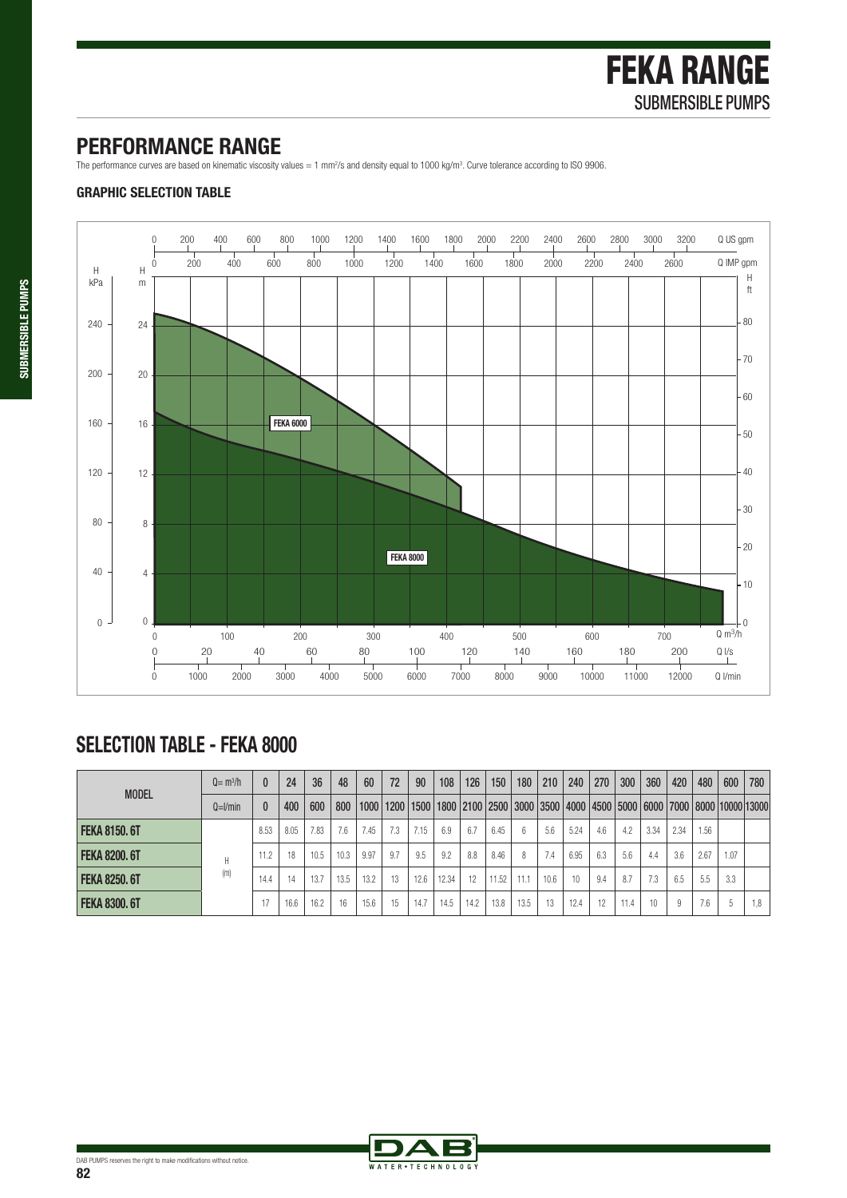# FEKA RANGE

SUBMERSIBLE PUMPS

## PERFORMANCE RANGE

The performance curves are based on kinematic viscosity values = 1 mm²/s and density equal to 1000 kg/m³. Curve tolerance according to ISO 9906.

### GRAPHIC SELECTION TABLE

Q US gpm: 0 200 400 600 800 1000 1200 1400 1600 1800 2000 2200 2400 2600 2800 3000 3200

Q IMP gpm: 0 200 400 600 800 1000 1200 1400 1600 1800 2000 2200 2400 2600

H kPa: 0 40 80 120 160 200 240

H m: 0 4 8 12 16 20 24

H ft: 0 10 20 30 40 50 60 70 80

FEKA 6000

FEKA 8000

Q m³/h: 0 100 200 300 400 500 600 700

Q l/s: 0 20 40 60 80 100 120 140 160 180 200

Q l/min: 0 1000 2000 3000 4000 5000 6000 7000 8000 9000 10000 11000 12000

## SELECTION TABLE - FEKA 8000

| MODEL | Q= m³/h | 0 | 24 | 36 | 48 | 60 | 72 | 90 | 108 | 126 | 150 | 180 | 210 | 240 | 270 | 300 | 360 | 420 | 480 | 600 | 780 |
|---|---|---|---|---|---|---|---|---|---|---|---|---|---|---|---|---|---|---|---|---|---|
| | Q=l/min | 0 | 400 | 600 | 800 | 1000 | 1200 | 1500 | 1800 | 2100 | 2500 | 3000 | 3500 | 4000 | 4500 | 5000 | 6000 | 7000 | 8000 | 10000 | 13000 |
| **FEKA 8150. 6T** | H (m) | 8.53 | 8.05 | 7.83 | 7.6 | 7.45 | 7.3 | 7.15 | 6.9 | 6.7 | 6.45 | 6 | 5.6 | 5.24 | 4.6 | 4.2 | 3.34 | 2.34 | 1.56 | | |
| **FEKA 8200. 6T** | | 11.2 | 18 | 10.5 | 10.3 | 9.97 | 9.7 | 9.5 | 9.2 | 8.8 | 8.46 | 8 | 7.4 | 6.95 | 6.3 | 5.6 | 4.4 | 3.6 | 2.67 | 1.07 | |
| **FEKA 8250. 6T** | | 14.4 | 14 | 13.7 | 13.5 | 13.2 | 13 | 12.6 | 12.34 | 12 | 11.52 | 11.1 | 10.6 | 10 | 9.4 | 8.7 | 7.3 | 6.5 | 5.5 | 3.3 | |
| **FEKA 8300. 6T** | | 17 | 16.6 | 16.2 | 16 | 15.6 | 15 | 14.7 | 14.5 | 14.2 | 13.8 | 13.5 | 13 | 12.4 | 12 | 11.4 | 10 | 9 | 7.6 | 5 | 1,8 |

DAB PUMPS reserves the right to make modifications without notice.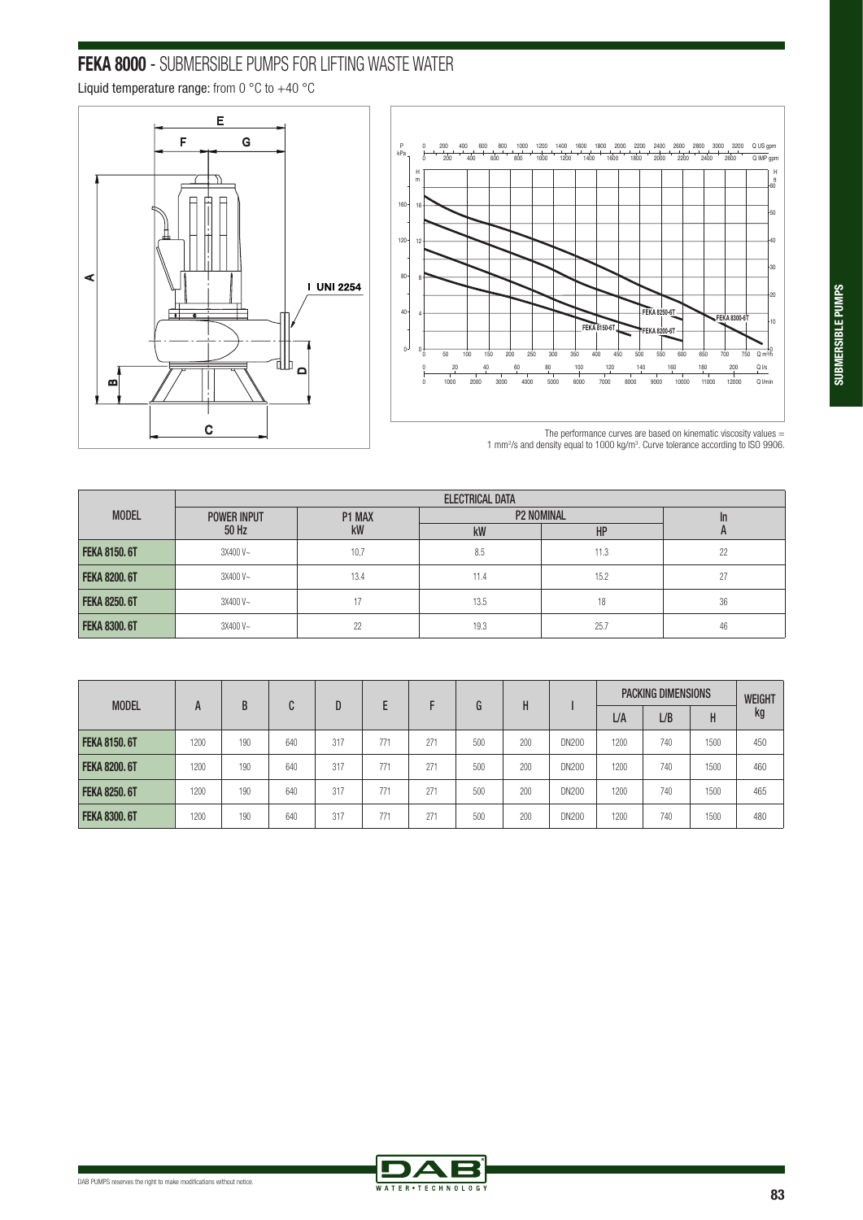## FEKA 8000 - SUBMERSIBLE PUMPS FOR LIFTING WASTE WATER

**Liquid temperature range:** from 0 °C to +40 °C

E
F
G
A
I UNI 2254
B
D
C

P kPa
H m
H ft
Q US gpm
Q IMP gpm
Q m³/h
Q l/s
Q l/min
FEKA 8150-6T
FEKA 8200-6T
FEKA 8250-6T
FEKA 8300-6T

The performance curves are based on kinematic viscosity values = 1 mm²/s and density equal to 1000 kg/m³. Curve tolerance according to ISO 9906.

| MODEL | ELECTRICAL DATA | | | | |
|---|---|---|---|---|---|
| | POWER INPUT 50 Hz | P1 MAX kW | P2 NOMINAL | | In A |
| | | | kW | HP | |
| FEKA 8150. 6T | 3X400 V~ | 10,7 | 8.5 | 11.3 | 22 |
| FEKA 8200. 6T | 3X400 V~ | 13.4 | 11.4 | 15.2 | 27 |
| FEKA 8250. 6T | 3X400 V~ | 17 | 13.5 | 18 | 36 |
| FEKA 8300. 6T | 3X400 V~ | 22 | 19.3 | 25.7 | 46 |

| MODEL | A | B | C | D | E | F | G | H | I | PACKING DIMENSIONS | | | WEIGHT kg |
|---|---|---|---|---|---|---|---|---|---|---|---|---|---|
| | | | | | | | | | | L/A | L/B | H | |
| FEKA 8150. 6T | 1200 | 190 | 640 | 317 | 771 | 271 | 500 | 200 | DN200 | 1200 | 740 | 1500 | 450 |
| FEKA 8200. 6T | 1200 | 190 | 640 | 317 | 771 | 271 | 500 | 200 | DN200 | 1200 | 740 | 1500 | 460 |
| FEKA 8250. 6T | 1200 | 190 | 640 | 317 | 771 | 271 | 500 | 200 | DN200 | 1200 | 740 | 1500 | 465 |
| FEKA 8300. 6T | 1200 | 190 | 640 | 317 | 771 | 271 | 500 | 200 | DN200 | 1200 | 740 | 1500 | 480 |

DAB PUMPS reserves the right to make modifications without notice.